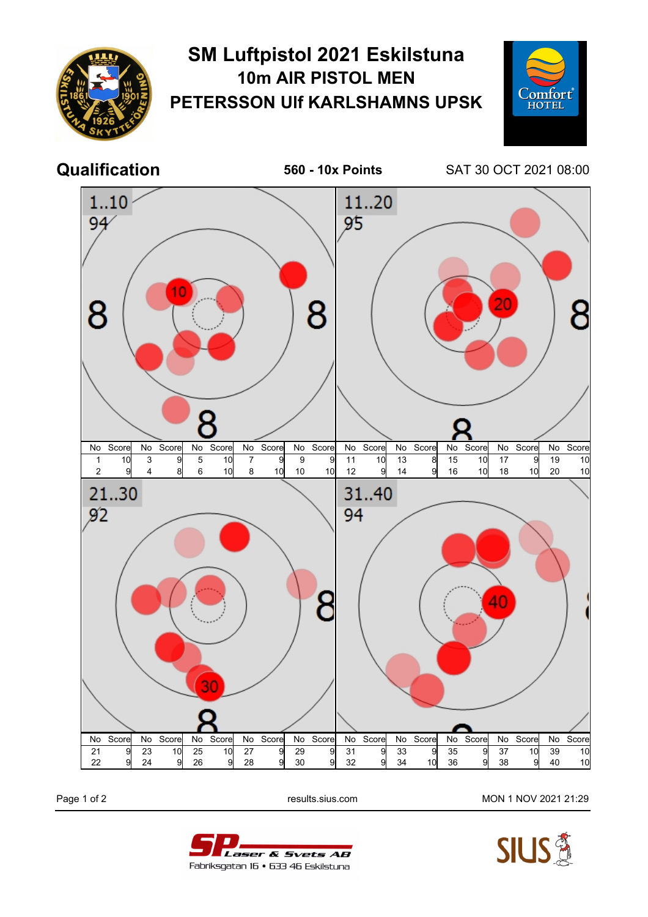# SM Luftpistol 2021 Eskilstuna

## 10m AIR PISTOL MEN

## PETERSSON Ulf KARLSHAMNS UPSK

**Qualification** — **560 - 10x Points** — SAT 30 OCT 2021 08:00

### 1..10 — 94

| No | Score | No | Score | No | Score | No | Score | No | Score |
|---|---|---|---|---|---|---|---|---|---|
| 1 | 10 | 3 | 9 | 5 | 10 | 7 | 9 | 9 | 9 |
| 2 | 9 | 4 | 8 | 6 | 10 | 8 | 10 | 10 | 10 |

### 11..20 — 95

| No | Score | No | Score | No | Score | No | Score | No | Score |
|---|---|---|---|---|---|---|---|---|---|
| 11 | 10 | 13 | 8 | 15 | 10 | 17 | 9 | 19 | 10 |
| 12 | 9 | 14 | 9 | 16 | 10 | 18 | 10 | 20 | 10 |

### 21..30 — 92

| No | Score | No | Score | No | Score | No | Score | No | Score |
|---|---|---|---|---|---|---|---|---|---|
| 21 | 9 | 23 | 10 | 25 | 10 | 27 | 9 | 29 | 9 |
| 22 | 9 | 24 | 9 | 26 | 9 | 28 | 9 | 30 | 9 |

### 31..40 — 94

| No | Score | No | Score | No | Score | No | Score | No | Score |
|---|---|---|---|---|---|---|---|---|---|
| 31 | 9 | 33 | 9 | 35 | 9 | 37 | 10 | 39 | 10 |
| 32 | 9 | 34 | 10 | 36 | 9 | 38 | 9 | 40 | 10 |

results.sius.com — MON 1 NOV 2021 21:29

SP Laser & Svets AB
Fabriksgatan 16 • 633 46 Eskilstuna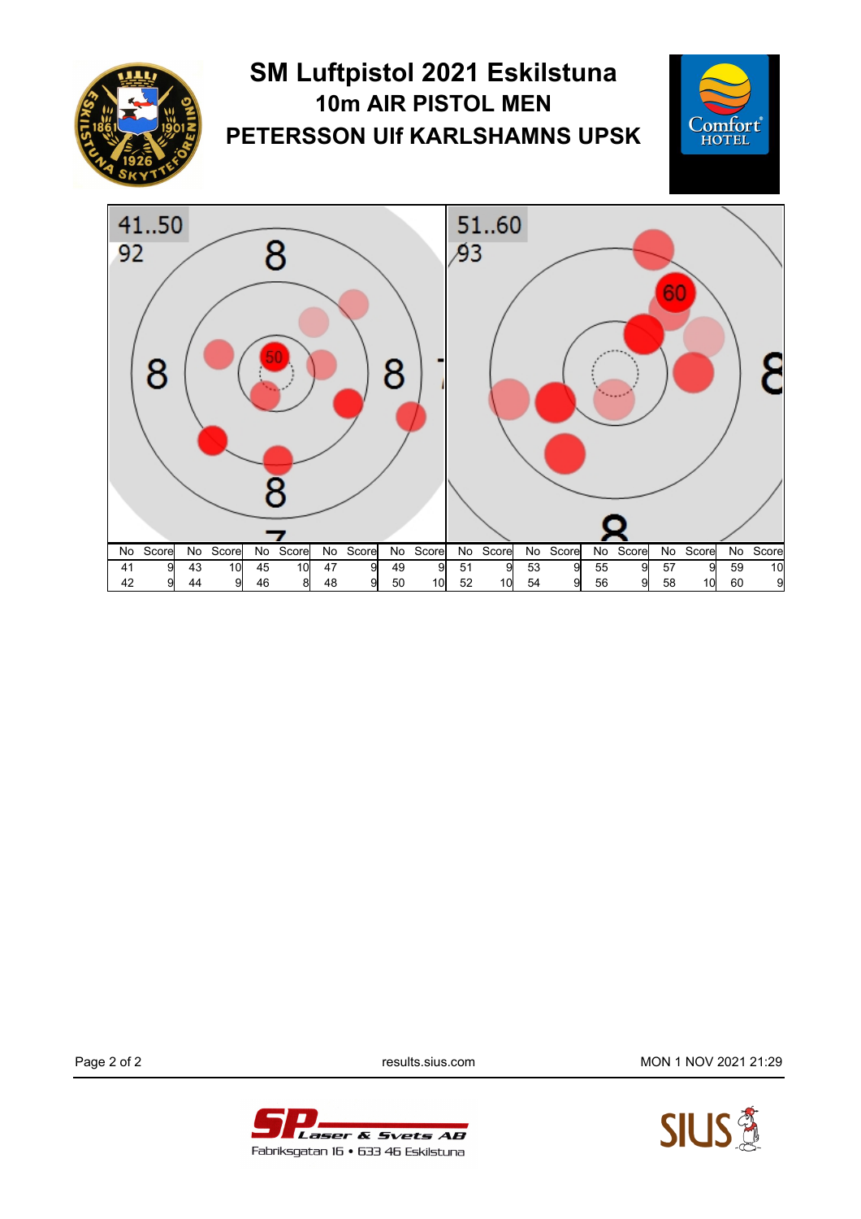# SM Luftpistol 2021 Eskilstuna

## 10m AIR PISTOL MEN

## PETERSSON Ulf KARLSHAMNS UPSK

41..50
92

51..60
93

| No | Score | No | Score | No | Score | No | Score | No | Score | No | Score | No | Score | No | Score | No | Score | No | Score |
|---|---|---|---|---|---|---|---|---|---|---|---|---|---|---|---|---|---|---|---|
| 41 | 9 | 43 | 10 | 45 | 10 | 47 | 9 | 49 | 9 | 51 | 9 | 53 | 9 | 55 | 9 | 57 | 9 | 59 | 10 |
| 42 | 9 | 44 | 9 | 46 | 8 | 48 | 9 | 50 | 10 | 52 | 10 | 54 | 9 | 56 | 9 | 58 | 10 | 60 | 9 |

results.sius.com

MON 1 NOV 2021 21:29

SP Laser & Svets AB
Fabriksgatan 16 • 633 46 Eskilstuna